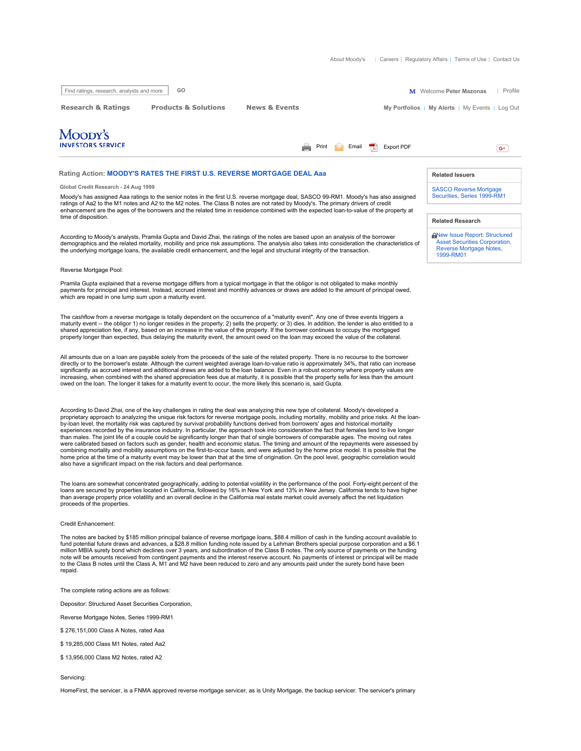About Moody's | Careers | Regulatory Affairs | Terms of Use | Contact Us

Find ratings, research, analysts and more GO

Welcome Peter Mazonas | Profile

Research & Ratings Products & Solutions News & Events

My Portfolios | My Alerts | My Events | Log Out

MOODY'S INVESTORS SERVICE

Print Email Export PDF

## Rating Action: MOODY'S RATES THE FIRST U.S. REVERSE MORTGAGE DEAL Aaa

**Global Credit Research - 24 Aug 1999**

Moody's has assigned Aaa ratings to the senior notes in the first U.S. reverse mortgage deal, SASCO 99-RM1. Moody's has also assigned ratings of Aa2 to the M1 notes and A2 to the M2 notes. The Class B notes are not rated by Moody's. The primary drivers of credit enhancement are the ages of the borrowers and the related time in residence combined with the expected loan-to-value of the property at time of disposition.

According to Moody's analysts, Pramila Gupta and David Zhai, the ratings of the notes are based upon an analysis of the borrower demographics and the related mortality, mobility and price risk assumptions. The analysis also takes into consideration the characteristics of the underlying mortgage loans, the available credit enhancement, and the legal and structural integrity of the transaction.

Reverse Mortgage Pool:

Pramila Gupta explained that a reverse mortgage differs from a typical mortgage in that the obligor is not obligated to make monthly payments for principal and interest. Instead, accrued interest and monthly advances or draws are added to the amount of principal owed, which are repaid in one lump sum upon a maturity event.

The cashflow from a reverse mortgage is totally dependent on the occurrence of a "maturity event". Any one of three events triggers a maturity event -- the obligor 1) no longer resides in the property; 2) sells the property; or 3) dies. In addition, the lender is also entitled to a shared appreciation fee, if any, based on an increase in the value of the property. If the borrower continues to occupy the mortgaged property longer than expected, thus delaying the maturity event, the amount owed on the loan may exceed the value of the collateral.

All amounts due on a loan are payable solely from the proceeds of the sale of the related property. There is no recourse to the borrower directly or to the borrower's estate. Although the current weighted average loan-to-value ratio is approximately 34%, that ratio can increase significantly as accrued interest and additional draws are added to the loan balance. Even in a robust economy where property values are increasing, when combined with the shared appreciation fees due at maturity, it is possible that the property sells for less than the amount owed on the loan. The longer it takes for a maturity event to occur, the more likely this scenario is, said Gupta.

According to David Zhai, one of the key challenges in rating the deal was analyzing this new type of collateral. Moody's developed a proprietary approach to analyzing the unique risk factors for reverse mortgage pools, including mortality, mobility and price risks. At the loan-by-loan level, the mortality risk was captured by survival probability functions derived from borrowers' ages and historical mortality experiences recorded by the insurance industry. In particular, the approach took into consideration the fact that females tend to live longer than males. The joint life of a couple could be significantly longer than that of single borrowers of comparable ages. The moving out rates were calibrated based on factors such as gender, health and economic status. The timing and amount of the repayments were assessed by combining mortality and mobility assumptions on the first-to-occur basis, and were adjusted by the home price model. It is possible that the home price at the time of a maturity event may be lower than that at the time of origination. On the pool level, geographic correlation would also have a significant impact on the risk factors and deal performance.

The loans are somewhat concentrated geographically, adding to potential volatility in the performance of the pool. Forty-eight percent of the loans are secured by properties located in California, followed by 16% in New York and 13% in New Jersey. California tends to have higher than average property price volatility and an overall decline in the California real estate market could aversely affect the net liquidation proceeds of the properties.

Credit Enhancement:

The notes are backed by $185 million principal balance of reverse mortgage loans, $88.4 million of cash in the funding account available to fund potential future draws and advances, a $28.8 million funding note issued by a Lehman Brothers special purpose corporation and a $6.1 million MBIA surety bond which declines over 3 years, and subordination of the Class B notes. The only source of payments on the funding note will be amounts received from contingent payments and the interest reserve account. No payments of interest or principal will be made to the Class B notes until the Class A, M1 and M2 have been reduced to zero and any amounts paid under the surety bond have been repaid.

The complete rating actions are as follows:

Depositor: Structured Asset Securities Corporation,

Reverse Mortgage Notes, Series 1999-RM1

$ 276,151,000 Class A Notes, rated Aaa

$ 19,285,000 Class M1 Notes, rated Aa2

$ 13,956,000 Class M2 Notes, rated A2

Servicing:

HomeFirst, the servicer, is a FNMA approved reverse mortgage servicer, as is Unity Mortgage, the backup servicer. The servicer's primary

**Related Issuers**

SASCO Reverse Mortgage Securities, Series 1999-RM1

**Related Research**

New Issue Report: Structured Asset Securities Corporation, Reverse Mortgage Notes, 1999-RM01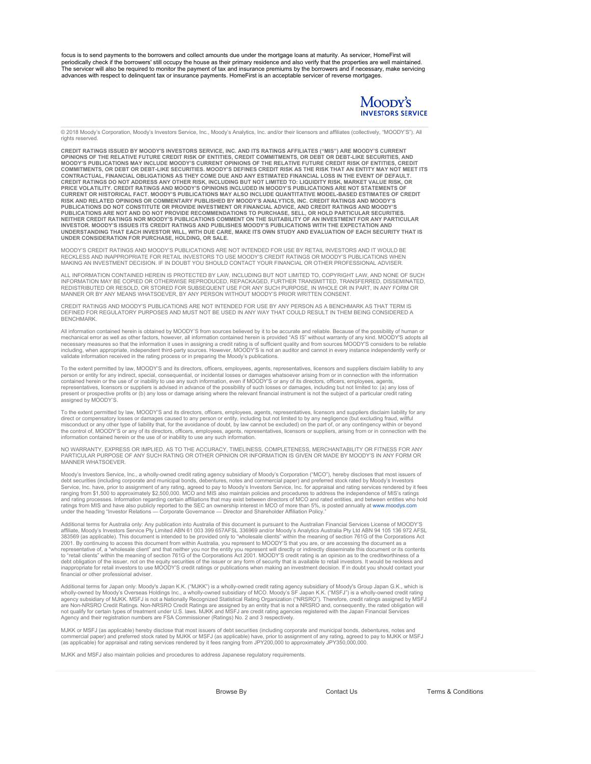focus is to send payments to the borrowers and collect amounts due under the mortgage loans at maturity. As servicer, HomeFirst will periodically check if the borrowers' still occupy the house as their primary residence and also verify that the properties are well maintained. The servicer will also be required to monitor the payment of tax and insurance premiums by the borrowers and if necessary, make servicing advances with respect to delinquent tax or insurance payments. HomeFirst is an acceptable servicer of reverse mortgages.

MOODY'S INVESTORS SERVICE

© 2018 Moody's Corporation, Moody's Investors Service, Inc., Moody's Analytics, Inc. and/or their licensors and affiliates (collectively, "MOODY'S"). All rights reserved.

**CREDIT RATINGS ISSUED BY MOODY'S INVESTORS SERVICE, INC. AND ITS RATINGS AFFILIATES ("MIS") ARE MOODY'S CURRENT OPINIONS OF THE RELATIVE FUTURE CREDIT RISK OF ENTITIES, CREDIT COMMITMENTS, OR DEBT OR DEBT-LIKE SECURITIES, AND MOODY'S PUBLICATIONS MAY INCLUDE MOODY'S CURRENT OPINIONS OF THE RELATIVE FUTURE CREDIT RISK OF ENTITIES, CREDIT COMMITMENTS, OR DEBT OR DEBT-LIKE SECURITIES. MOODY'S DEFINES CREDIT RISK AS THE RISK THAT AN ENTITY MAY NOT MEET ITS CONTRACTUAL, FINANCIAL OBLIGATIONS AS THEY COME DUE AND ANY ESTIMATED FINANCIAL LOSS IN THE EVENT OF DEFAULT. CREDIT RATINGS DO NOT ADDRESS ANY OTHER RISK, INCLUDING BUT NOT LIMITED TO: LIQUIDITY RISK, MARKET VALUE RISK, OR PRICE VOLATILITY. CREDIT RATINGS AND MOODY'S OPINIONS INCLUDED IN MOODY'S PUBLICATIONS ARE NOT STATEMENTS OF CURRENT OR HISTORICAL FACT. MOODY'S PUBLICATIONS MAY ALSO INCLUDE QUANTITATIVE MODEL-BASED ESTIMATES OF CREDIT RISK AND RELATED OPINIONS OR COMMENTARY PUBLISHED BY MOODY'S ANALYTICS, INC. CREDIT RATINGS AND MOODY'S PUBLICATIONS DO NOT CONSTITUTE OR PROVIDE INVESTMENT OR FINANCIAL ADVICE, AND CREDIT RATINGS AND MOODY'S PUBLICATIONS ARE NOT AND DO NOT PROVIDE RECOMMENDATIONS TO PURCHASE, SELL, OR HOLD PARTICULAR SECURITIES. NEITHER CREDIT RATINGS NOR MOODY'S PUBLICATIONS COMMENT ON THE SUITABILITY OF AN INVESTMENT FOR ANY PARTICULAR INVESTOR. MOODY'S ISSUES ITS CREDIT RATINGS AND PUBLISHES MOODY'S PUBLICATIONS WITH THE EXPECTATION AND UNDERSTANDING THAT EACH INVESTOR WILL, WITH DUE CARE, MAKE ITS OWN STUDY AND EVALUATION OF EACH SECURITY THAT IS UNDER CONSIDERATION FOR PURCHASE, HOLDING, OR SALE.**

MOODY'S CREDIT RATINGS AND MOODY'S PUBLICATIONS ARE NOT INTENDED FOR USE BY RETAIL INVESTORS AND IT WOULD BE RECKLESS AND INAPPROPRIATE FOR RETAIL INVESTORS TO USE MOODY'S CREDIT RATINGS OR MOODY'S PUBLICATIONS WHEN MAKING AN INVESTMENT DECISION. IF IN DOUBT YOU SHOULD CONTACT YOUR FINANCIAL OR OTHER PROFESSIONAL ADVISER.

ALL INFORMATION CONTAINED HEREIN IS PROTECTED BY LAW, INCLUDING BUT NOT LIMITED TO, COPYRIGHT LAW, AND NONE OF SUCH INFORMATION MAY BE COPIED OR OTHERWISE REPRODUCED, REPACKAGED, FURTHER TRANSMITTED, TRANSFERRED, DISSEMINATED, REDISTRIBUTED OR RESOLD, OR STORED FOR SUBSEQUENT USE FOR ANY SUCH PURPOSE, IN WHOLE OR IN PART, IN ANY FORM OR MANNER OR BY ANY MEANS WHATSOEVER, BY ANY PERSON WITHOUT MOODY'S PRIOR WRITTEN CONSENT.

CREDIT RATINGS AND MOODY'S PUBLICATIONS ARE NOT INTENDED FOR USE BY ANY PERSON AS A BENCHMARK AS THAT TERM IS DEFINED FOR REGULATORY PURPOSES AND MUST NOT BE USED IN ANY WAY THAT COULD RESULT IN THEM BEING CONSIDERED A BENCHMARK.

All information contained herein is obtained by MOODY'S from sources believed by it to be accurate and reliable. Because of the possibility of human or mechanical error as well as other factors, however, all information contained herein is provided "AS IS" without warranty of any kind. MOODY'S adopts all necessary measures so that the information it uses in assigning a credit rating is of sufficient quality and from sources MOODY'S considers to be reliable including, when appropriate, independent third-party sources. However, MOODY'S is not an auditor and cannot in every instance independently verify or validate information received in the rating process or in preparing the Moody's publications.

To the extent permitted by law, MOODY'S and its directors, officers, employees, agents, representatives, licensors and suppliers disclaim liability to any person or entity for any indirect, special, consequential, or incidental losses or damages whatsoever arising from or in connection with the information contained herein or the use of or inability to use any such information, even if MOODY'S or any of its directors, officers, employees, agents, representatives, licensors or suppliers is advised in advance of the possibility of such losses or damages, including but not limited to: (a) any loss of present or prospective profits or (b) any loss or damage arising where the relevant financial instrument is not the subject of a particular credit rating assigned by MOODY'S.

To the extent permitted by law, MOODY'S and its directors, officers, employees, agents, representatives, licensors and suppliers disclaim liability for any direct or compensatory losses or damages caused to any person or entity, including but not limited to by any negligence (but excluding fraud, willful misconduct or any other type of liability that, for the avoidance of doubt, by law cannot be excluded) on the part of, or any contingency within or beyond the control of, MOODY'S or any of its directors, officers, employees, agents, representatives, licensors or suppliers, arising from or in connection with the information contained herein or the use of or inability to use any such information.

NO WARRANTY, EXPRESS OR IMPLIED, AS TO THE ACCURACY, TIMELINESS, COMPLETENESS, MERCHANTABILITY OR FITNESS FOR ANY PARTICULAR PURPOSE OF ANY SUCH RATING OR OTHER OPINION OR INFORMATION IS GIVEN OR MADE BY MOODY'S IN ANY FORM OR MANNER WHATSOEVER.

Moody's Investors Service, Inc., a wholly-owned credit rating agency subsidiary of Moody's Corporation ("MCO"), hereby discloses that most issuers of debt securities (including corporate and municipal bonds, debentures, notes and commercial paper) and preferred stock rated by Moody's Investors Service, Inc. have, prior to assignment of any rating, agreed to pay to Moody's Investors Service, Inc. for appraisal and rating services rendered by it fees ranging from $1,500 to approximately $2,500,000. MCO and MIS also maintain policies and procedures to address the independence of MIS's ratings and rating processes. Information regarding certain affiliations that may exist between directors of MCO and rated entities, and between entities who hold ratings from MIS and have also publicly reported to the SEC an ownership interest in MCO of more than 5%, is posted annually at www.moodys.com under the heading "Investor Relations — Corporate Governance — Director and Shareholder Affiliation Policy."

Additional terms for Australia only: Any publication into Australia of this document is pursuant to the Australian Financial Services License of MOODY'S affiliate, Moody's Investors Service Pty Limited ABN 61 003 399 657AFSL 336969 and/or Moody's Analytics Australia Pty Ltd ABN 94 105 136 972 AFSL 383569 (as applicable). This document is intended to be provided only to "wholesale clients" within the meaning of section 761G of the Corporations Act 2001. By continuing to access this document from within Australia, you represent to MOODY'S that you are, or are accessing the document as a representative of, a "wholesale client" and that neither you nor the entity you represent will directly or indirectly disseminate this document or its contents to "retail clients" within the meaning of section 761G of the Corporations Act 2001. MOODY'S credit rating is an opinion as to the creditworthiness of a debt obligation of the issuer, not on the equity securities of the issuer or any form of security that is available to retail investors. It would be reckless and inappropriate for retail investors to use MOODY'S credit ratings or publications when making an investment decision. If in doubt you should contact your financial or other professional adviser.

Additional terms for Japan only: Moody's Japan K.K. ("MJKK") is a wholly-owned credit rating agency subsidiary of Moody's Group Japan G.K., which is wholly-owned by Moody's Overseas Holdings Inc., a wholly-owned subsidiary of MCO. Moody's SF Japan K.K. ("MSFJ") is a wholly-owned credit rating agency subsidiary of MJKK. MSFJ is not a Nationally Recognized Statistical Rating Organization ("NRSRO"). Therefore, credit ratings assigned by MSFJ are Non-NRSRO Credit Ratings. Non-NRSRO Credit Ratings are assigned by an entity that is not a NRSRO and, consequently, the rated obligation will not qualify for certain types of treatment under U.S. laws. MJKK and MSFJ are credit rating agencies registered with the Japan Financial Services Agency and their registration numbers are FSA Commissioner (Ratings) No. 2 and 3 respectively.

MJKK or MSFJ (as applicable) hereby disclose that most issuers of debt securities (including corporate and municipal bonds, debentures, notes and commercial paper) and preferred stock rated by MJKK or MSFJ (as applicable) have, prior to assignment of any rating, agreed to pay to MJKK or MSFJ (as applicable) for appraisal and rating services rendered by it fees ranging from JPY200,000 to approximately JPY350,000,000.

MJKK and MSFJ also maintain policies and procedures to address Japanese regulatory requirements.

Browse By | Contact Us | Terms & Conditions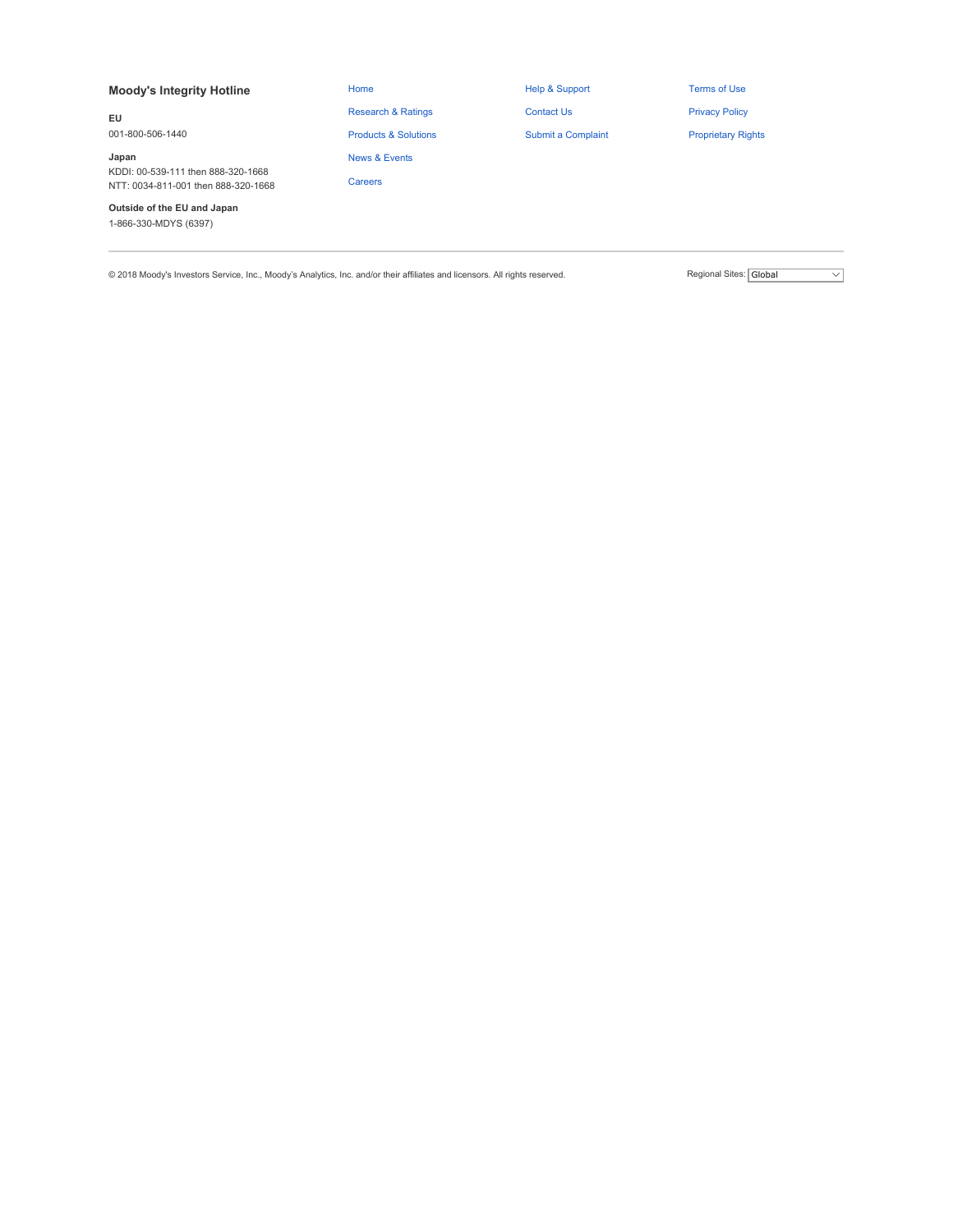## Moody's Integrity Hotline

**EU**

001-800-506-1440

**Japan**

KDDI: 00-539-111 then 888-320-1668
NTT: 0034-811-001 then 888-320-1668

**Outside of the EU and Japan**

1-866-330-MDYS (6397)

- Home
- Research & Ratings
- Products & Solutions
- News & Events
- Careers

- Help & Support
- Contact Us
- Submit a Complaint

- Terms of Use
- Privacy Policy
- Proprietary Rights

© 2018 Moody's Investors Service, Inc., Moody's Analytics, Inc. and/or their affiliates and licensors. All rights reserved.

Regional Sites: Global